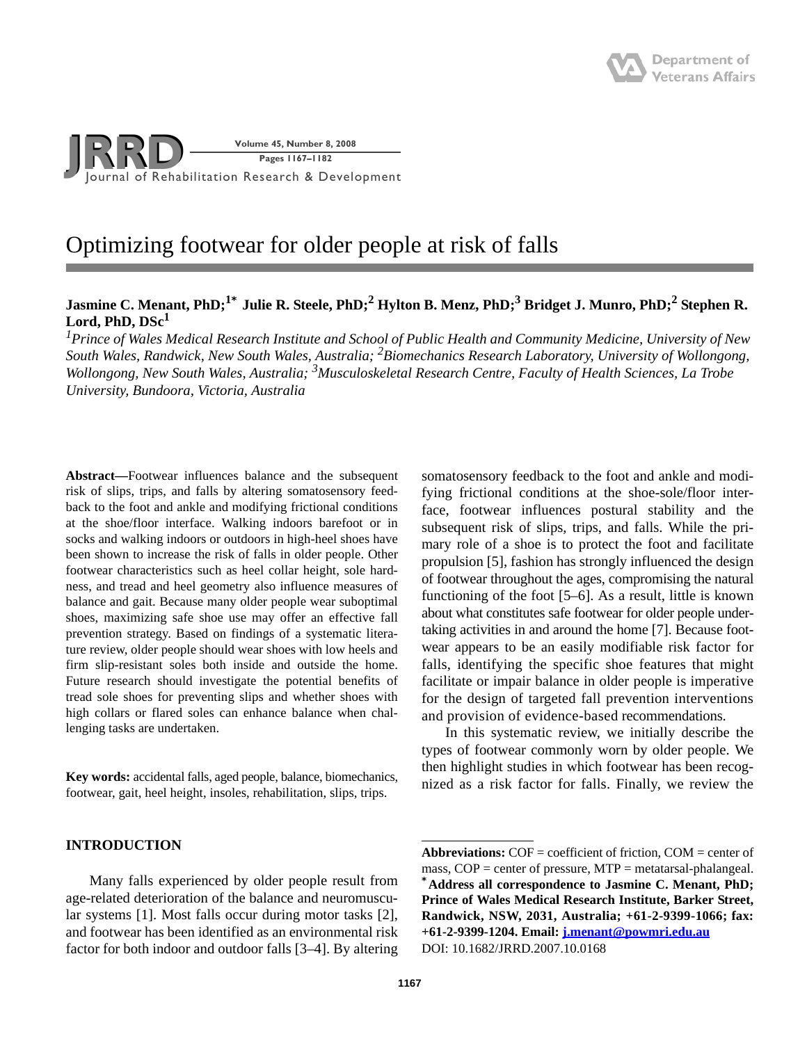# Optimizing footwear for older people at risk of falls

**Jasmine C. Menant, PhD;[1*] Julie R. Steele, PhD;[2] Hylton B. Menz, PhD;[3] Bridget J. Munro, PhD;[2] Stephen R. Lord, PhD, DSc[1]**

*[1]Prince of Wales Medical Research Institute and School of Public Health and Community Medicine, University of New South Wales, Randwick, New South Wales, Australia; [2]Biomechanics Research Laboratory, University of Wollongong, Wollongong, New South Wales, Australia; [3]Musculoskeletal Research Centre, Faculty of Health Sciences, La Trobe University, Bundoora, Victoria, Australia*

**Abstract**—Footwear influences balance and the subsequent risk of slips, trips, and falls by altering somatosensory feedback to the foot and ankle and modifying frictional conditions at the shoe/floor interface. Walking indoors barefoot or in socks and walking indoors or outdoors in high-heel shoes have been shown to increase the risk of falls in older people. Other footwear characteristics such as heel collar height, sole hardness, and tread and heel geometry also influence measures of balance and gait. Because many older people wear suboptimal shoes, maximizing safe shoe use may offer an effective fall prevention strategy. Based on findings of a systematic literature review, older people should wear shoes with low heels and firm slip-resistant soles both inside and outside the home. Future research should investigate the potential benefits of tread sole shoes for preventing slips and whether shoes with high collars or flared soles can enhance balance when challenging tasks are undertaken.

**Key words:** accidental falls, aged people, balance, biomechanics, footwear, gait, heel height, insoles, rehabilitation, slips, trips.

## INTRODUCTION

Many falls experienced by older people result from age-related deterioration of the balance and neuromuscular systems [1]. Most falls occur during motor tasks [2], and footwear has been identified as an environmental risk factor for both indoor and outdoor falls [3–4]. By altering somatosensory feedback to the foot and ankle and modifying frictional conditions at the shoe/floor interface, footwear influences postural stability and the subsequent risk of slips, trips, and falls. While the primary role of a shoe is to protect the foot and facilitate propulsion [5], fashion has strongly influenced the design of footwear throughout the ages, compromising the natural functioning of the foot [5–6]. As a result, little is known about what constitutes safe footwear for older people undertaking activities in and around the home [7]. Because footwear appears to be an easily modifiable risk factor for falls, identifying the specific shoe features that might facilitate or impair balance in older people is imperative for the design of targeted fall prevention interventions and provision of evidence-based recommendations.

In this systematic review, we initially describe the types of footwear commonly worn by older people. We then highlight studies in which footwear has been recognized as a risk factor for falls. Finally, we review the

---

**Abbreviations:** COF = coefficient of friction, COM = center of mass, COP = center of pressure, MTP = metatarsal-phalangeal.
**[*]Address all correspondence to Jasmine C. Menant, PhD; Prince of Wales Medical Research Institute, Barker Street, Randwick, NSW, 2031, Australia; +61-2-9399-1066; fax: +61-2-9399-1204. Email: j.menant@powmri.edu.au**
DOI: 10.1682/JRRD.2007.10.0168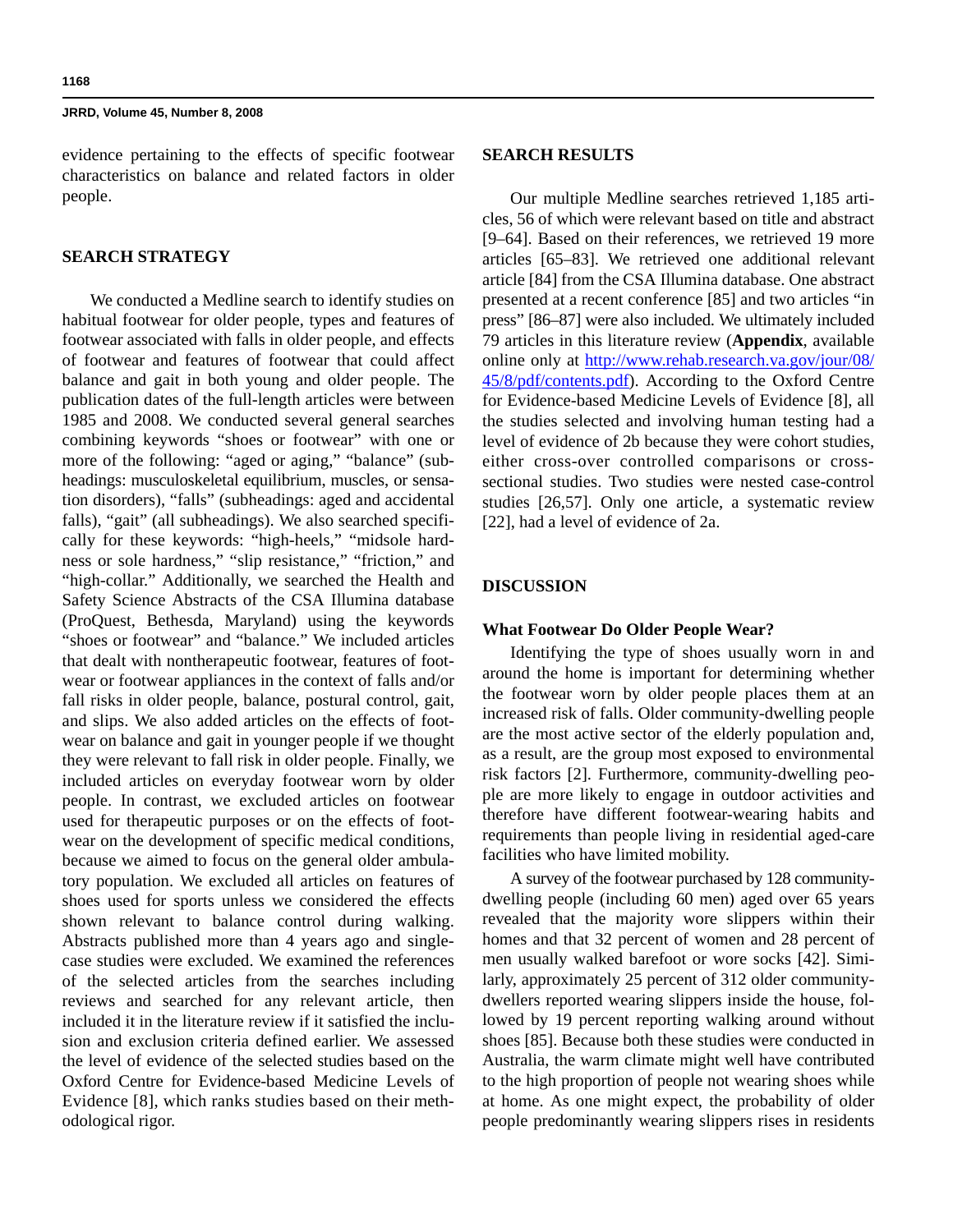evidence pertaining to the effects of specific footwear characteristics on balance and related factors in older people.

## SEARCH STRATEGY

We conducted a Medline search to identify studies on habitual footwear for older people, types and features of footwear associated with falls in older people, and effects of footwear and features of footwear that could affect balance and gait in both young and older people. The publication dates of the full-length articles were between 1985 and 2008. We conducted several general searches combining keywords "shoes or footwear" with one or more of the following: "aged or aging," "balance" (subheadings: musculoskeletal equilibrium, muscles, or sensation disorders), "falls" (subheadings: aged and accidental falls), "gait" (all subheadings). We also searched specifically for these keywords: "high-heels," "midsole hardness or sole hardness," "slip resistance," "friction," and "high-collar." Additionally, we searched the Health and Safety Science Abstracts of the CSA Illumina database (ProQuest, Bethesda, Maryland) using the keywords "shoes or footwear" and "balance." We included articles that dealt with nontherapeutic footwear, features of footwear or footwear appliances in the context of falls and/or fall risks in older people, balance, postural control, gait, and slips. We also added articles on the effects of footwear on balance and gait in younger people if we thought they were relevant to fall risk in older people. Finally, we included articles on everyday footwear worn by older people. In contrast, we excluded articles on footwear used for therapeutic purposes or on the effects of footwear on the development of specific medical conditions, because we aimed to focus on the general older ambulatory population. We excluded all articles on features of shoes used for sports unless we considered the effects shown relevant to balance control during walking. Abstracts published more than 4 years ago and single-case studies were excluded. We examined the references of the selected articles from the searches including reviews and searched for any relevant article, then included it in the literature review if it satisfied the inclusion and exclusion criteria defined earlier. We assessed the level of evidence of the selected studies based on the Oxford Centre for Evidence-based Medicine Levels of Evidence [8], which ranks studies based on their methodological rigor.

## SEARCH RESULTS

Our multiple Medline searches retrieved 1,185 articles, 56 of which were relevant based on title and abstract [9–64]. Based on their references, we retrieved 19 more articles [65–83]. We retrieved one additional relevant article [84] from the CSA Illumina database. One abstract presented at a recent conference [85] and two articles "in press" [86–87] were also included. We ultimately included 79 articles in this literature review (**Appendix**, available online only at http://www.rehab.research.va.gov/jour/08/45/8/pdf/contents.pdf). According to the Oxford Centre for Evidence-based Medicine Levels of Evidence [8], all the studies selected and involving human testing had a level of evidence of 2b because they were cohort studies, either cross-over controlled comparisons or cross-sectional studies. Two studies were nested case-control studies [26,57]. Only one article, a systematic review [22], had a level of evidence of 2a.

## DISCUSSION

### What Footwear Do Older People Wear?

Identifying the type of shoes usually worn in and around the home is important for determining whether the footwear worn by older people places them at an increased risk of falls. Older community-dwelling people are the most active sector of the elderly population and, as a result, are the group most exposed to environmental risk factors [2]. Furthermore, community-dwelling people are more likely to engage in outdoor activities and therefore have different footwear-wearing habits and requirements than people living in residential aged-care facilities who have limited mobility.

A survey of the footwear purchased by 128 community-dwelling people (including 60 men) aged over 65 years revealed that the majority wore slippers within their homes and that 32 percent of women and 28 percent of men usually walked barefoot or wore socks [42]. Similarly, approximately 25 percent of 312 older community-dwellers reported wearing slippers inside the house, followed by 19 percent reporting walking around without shoes [85]. Because both these studies were conducted in Australia, the warm climate might well have contributed to the high proportion of people not wearing shoes while at home. As one might expect, the probability of older people predominantly wearing slippers rises in residents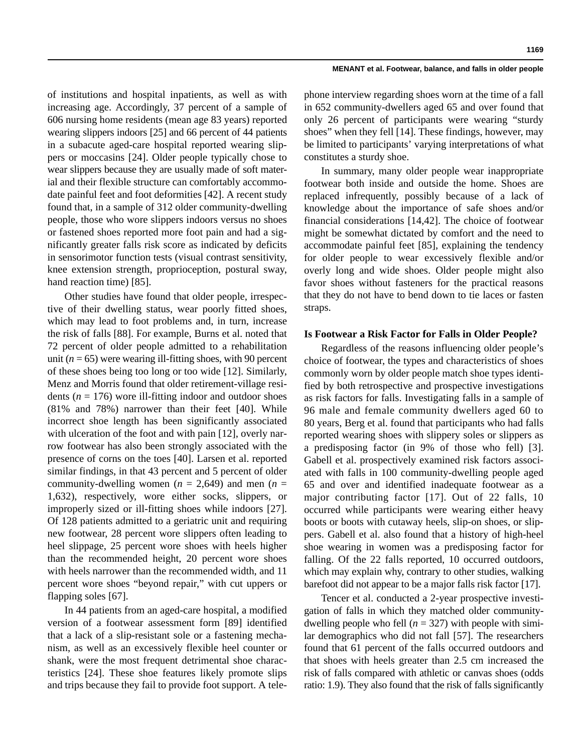of institutions and hospital inpatients, as well as with increasing age. Accordingly, 37 percent of a sample of 606 nursing home residents (mean age 83 years) reported wearing slippers indoors [25] and 66 percent of 44 patients in a subacute aged-care hospital reported wearing slippers or moccasins [24]. Older people typically chose to wear slippers because they are usually made of soft material and their flexible structure can comfortably accommodate painful feet and foot deformities [42]. A recent study found that, in a sample of 312 older community-dwelling people, those who wore slippers indoors versus no shoes or fastened shoes reported more foot pain and had a significantly greater falls risk score as indicated by deficits in sensorimotor function tests (visual contrast sensitivity, knee extension strength, proprioception, postural sway, hand reaction time) [85].

Other studies have found that older people, irrespective of their dwelling status, wear poorly fitted shoes, which may lead to foot problems and, in turn, increase the risk of falls [88]. For example, Burns et al. noted that 72 percent of older people admitted to a rehabilitation unit ($n$ = 65) were wearing ill-fitting shoes, with 90 percent of these shoes being too long or too wide [12]. Similarly, Menz and Morris found that older retirement-village residents ($n$ = 176) wore ill-fitting indoor and outdoor shoes (81% and 78%) narrower than their feet [40]. While incorrect shoe length has been significantly associated with ulceration of the foot and with pain [12], overly narrow footwear has also been strongly associated with the presence of corns on the toes [40]. Larsen et al. reported similar findings, in that 43 percent and 5 percent of older community-dwelling women ($n$ = 2,649) and men ($n$ = 1,632), respectively, wore either socks, slippers, or improperly sized or ill-fitting shoes while indoors [27]. Of 128 patients admitted to a geriatric unit and requiring new footwear, 28 percent wore slippers often leading to heel slippage, 25 percent wore shoes with heels higher than the recommended height, 20 percent wore shoes with heels narrower than the recommended width, and 11 percent wore shoes "beyond repair," with cut uppers or flapping soles [67].

In 44 patients from an aged-care hospital, a modified version of a footwear assessment form [89] identified that a lack of a slip-resistant sole or a fastening mechanism, as well as an excessively flexible heel counter or shank, were the most frequent detrimental shoe characteristics [24]. These shoe features likely promote slips and trips because they fail to provide foot support. A telephone interview regarding shoes worn at the time of a fall in 652 community-dwellers aged 65 and over found that only 26 percent of participants were wearing "sturdy shoes" when they fell [14]. These findings, however, may be limited to participants' varying interpretations of what constitutes a sturdy shoe.

In summary, many older people wear inappropriate footwear both inside and outside the home. Shoes are replaced infrequently, possibly because of a lack of knowledge about the importance of safe shoes and/or financial considerations [14,42]. The choice of footwear might be somewhat dictated by comfort and the need to accommodate painful feet [85], explaining the tendency for older people to wear excessively flexible and/or overly long and wide shoes. Older people might also favor shoes without fasteners for the practical reasons that they do not have to bend down to tie laces or fasten straps.

#### Is Footwear a Risk Factor for Falls in Older People?

Regardless of the reasons influencing older people's choice of footwear, the types and characteristics of shoes commonly worn by older people match shoe types identified by both retrospective and prospective investigations as risk factors for falls. Investigating falls in a sample of 96 male and female community dwellers aged 60 to 80 years, Berg et al. found that participants who had falls reported wearing shoes with slippery soles or slippers as a predisposing factor (in 9% of those who fell) [3]. Gabell et al. prospectively examined risk factors associated with falls in 100 community-dwelling people aged 65 and over and identified inadequate footwear as a major contributing factor [17]. Out of 22 falls, 10 occurred while participants were wearing either heavy boots or boots with cutaway heels, slip-on shoes, or slippers. Gabell et al. also found that a history of high-heel shoe wearing in women was a predisposing factor for falling. Of the 22 falls reported, 10 occurred outdoors, which may explain why, contrary to other studies, walking barefoot did not appear to be a major falls risk factor [17].

Tencer et al. conducted a 2-year prospective investigation of falls in which they matched older community-dwelling people who fell ($n$ = 327) with people with similar demographics who did not fall [57]. The researchers found that 61 percent of the falls occurred outdoors and that shoes with heels greater than 2.5 cm increased the risk of falls compared with athletic or canvas shoes (odds ratio: 1.9). They also found that the risk of falls significantly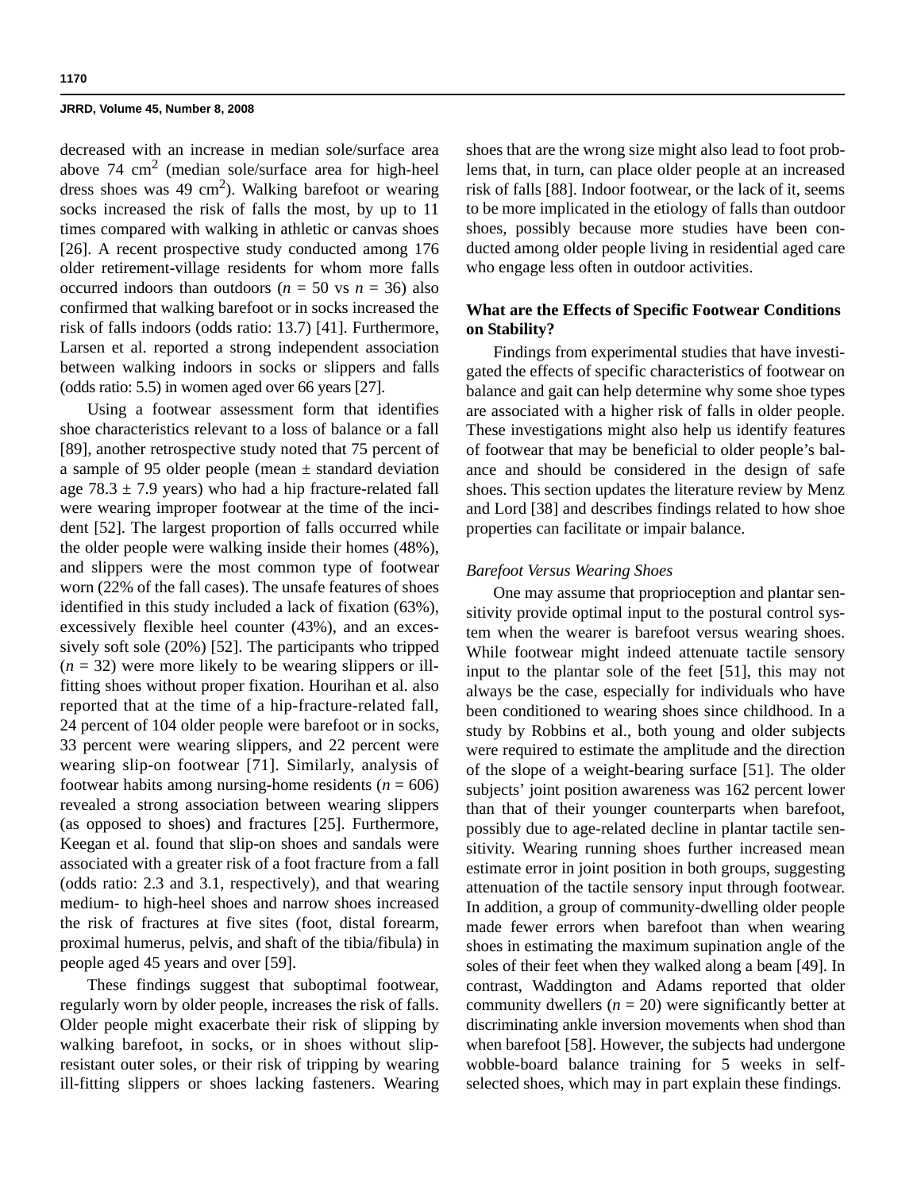decreased with an increase in median sole/surface area above 74 $cm^2$ (median sole/surface area for high-heel dress shoes was 49 $cm^2$). Walking barefoot or wearing socks increased the risk of falls the most, by up to 11 times compared with walking in athletic or canvas shoes [26]. A recent prospective study conducted among 176 older retirement-village residents for whom more falls occurred indoors than outdoors ($n$ = 50 vs $n$ = 36) also confirmed that walking barefoot or in socks increased the risk of falls indoors (odds ratio: 13.7) [41]. Furthermore, Larsen et al. reported a strong independent association between walking indoors in socks or slippers and falls (odds ratio: 5.5) in women aged over 66 years [27].

Using a footwear assessment form that identifies shoe characteristics relevant to a loss of balance or a fall [89], another retrospective study noted that 75 percent of a sample of 95 older people (mean ± standard deviation age 78.3 ± 7.9 years) who had a hip fracture-related fall were wearing improper footwear at the time of the incident [52]. The largest proportion of falls occurred while the older people were walking inside their homes (48%), and slippers were the most common type of footwear worn (22% of the fall cases). The unsafe features of shoes identified in this study included a lack of fixation (63%), excessively flexible heel counter (43%), and an excessively soft sole (20%) [52]. The participants who tripped ($n$ = 32) were more likely to be wearing slippers or ill-fitting shoes without proper fixation. Hourihan et al. also reported that at the time of a hip-fracture-related fall, 24 percent of 104 older people were barefoot or in socks, 33 percent were wearing slippers, and 22 percent were wearing slip-on footwear [71]. Similarly, analysis of footwear habits among nursing-home residents ($n$ = 606) revealed a strong association between wearing slippers (as opposed to shoes) and fractures [25]. Furthermore, Keegan et al. found that slip-on shoes and sandals were associated with a greater risk of a foot fracture from a fall (odds ratio: 2.3 and 3.1, respectively), and that wearing medium- to high-heel shoes and narrow shoes increased the risk of fractures at five sites (foot, distal forearm, proximal humerus, pelvis, and shaft of the tibia/fibula) in people aged 45 years and over [59].

These findings suggest that suboptimal footwear, regularly worn by older people, increases the risk of falls. Older people might exacerbate their risk of slipping by walking barefoot, in socks, or in shoes without slip-resistant outer soles, or their risk of tripping by wearing ill-fitting slippers or shoes lacking fasteners. Wearing shoes that are the wrong size might also lead to foot problems that, in turn, can place older people at an increased risk of falls [88]. Indoor footwear, or the lack of it, seems to be more implicated in the etiology of falls than outdoor shoes, possibly because more studies have been conducted among older people living in residential aged care who engage less often in outdoor activities.

## What are the Effects of Specific Footwear Conditions on Stability?

Findings from experimental studies that have investigated the effects of specific characteristics of footwear on balance and gait can help determine why some shoe types are associated with a higher risk of falls in older people. These investigations might also help us identify features of footwear that may be beneficial to older people's balance and should be considered in the design of safe shoes. This section updates the literature review by Menz and Lord [38] and describes findings related to how shoe properties can facilitate or impair balance.

### *Barefoot Versus Wearing Shoes*

One may assume that proprioception and plantar sensitivity provide optimal input to the postural control system when the wearer is barefoot versus wearing shoes. While footwear might indeed attenuate tactile sensory input to the plantar sole of the feet [51], this may not always be the case, especially for individuals who have been conditioned to wearing shoes since childhood. In a study by Robbins et al., both young and older subjects were required to estimate the amplitude and the direction of the slope of a weight-bearing surface [51]. The older subjects' joint position awareness was 162 percent lower than that of their younger counterparts when barefoot, possibly due to age-related decline in plantar tactile sensitivity. Wearing running shoes further increased mean estimate error in joint position in both groups, suggesting attenuation of the tactile sensory input through footwear. In addition, a group of community-dwelling older people made fewer errors when barefoot than when wearing shoes in estimating the maximum supination angle of the soles of their feet when they walked along a beam [49]. In contrast, Waddington and Adams reported that older community dwellers ($n$ = 20) were significantly better at discriminating ankle inversion movements when shod than when barefoot [58]. However, the subjects had undergone wobble-board balance training for 5 weeks in self-selected shoes, which may in part explain these findings.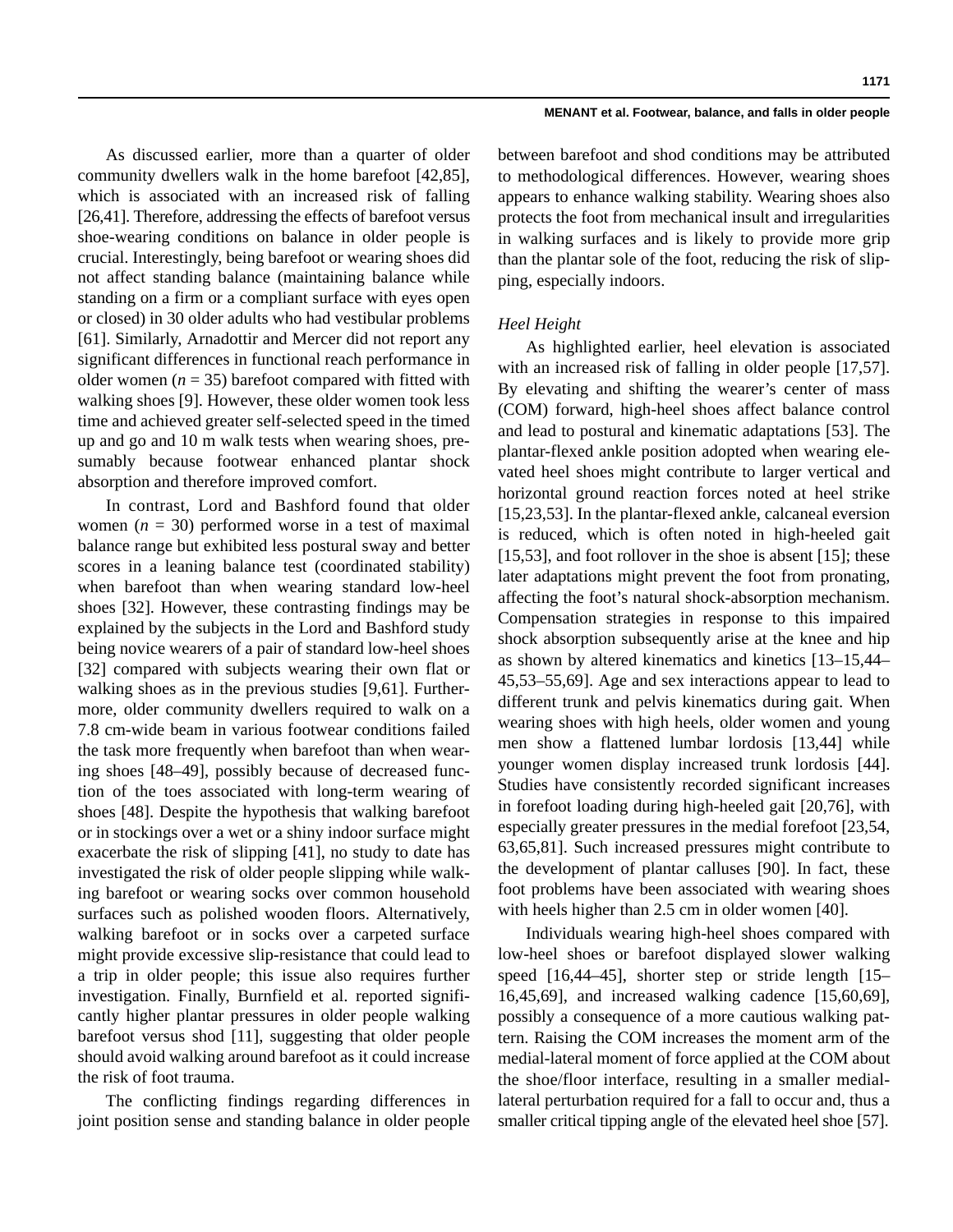As discussed earlier, more than a quarter of older community dwellers walk in the home barefoot [42,85], which is associated with an increased risk of falling [26,41]. Therefore, addressing the effects of barefoot versus shoe-wearing conditions on balance in older people is crucial. Interestingly, being barefoot or wearing shoes did not affect standing balance (maintaining balance while standing on a firm or a compliant surface with eyes open or closed) in 30 older adults who had vestibular problems [61]. Similarly, Arnadottir and Mercer did not report any significant differences in functional reach performance in older women ($n$ = 35) barefoot compared with fitted with walking shoes [9]. However, these older women took less time and achieved greater self-selected speed in the timed up and go and 10 m walk tests when wearing shoes, presumably because footwear enhanced plantar shock absorption and therefore improved comfort.

In contrast, Lord and Bashford found that older women ($n$ = 30) performed worse in a test of maximal balance range but exhibited less postural sway and better scores in a leaning balance test (coordinated stability) when barefoot than when wearing standard low-heel shoes [32]. However, these contrasting findings may be explained by the subjects in the Lord and Bashford study being novice wearers of a pair of standard low-heel shoes [32] compared with subjects wearing their own flat or walking shoes as in the previous studies [9,61]. Furthermore, older community dwellers required to walk on a 7.8 cm-wide beam in various footwear conditions failed the task more frequently when barefoot than when wearing shoes [48–49], possibly because of decreased function of the toes associated with long-term wearing of shoes [48]. Despite the hypothesis that walking barefoot or in stockings over a wet or a shiny indoor surface might exacerbate the risk of slipping [41], no study to date has investigated the risk of older people slipping while walking barefoot or wearing socks over common household surfaces such as polished wooden floors. Alternatively, walking barefoot or in socks over a carpeted surface might provide excessive slip-resistance that could lead to a trip in older people; this issue also requires further investigation. Finally, Burnfield et al. reported significantly higher plantar pressures in older people walking barefoot versus shod [11], suggesting that older people should avoid walking around barefoot as it could increase the risk of foot trauma.

The conflicting findings regarding differences in joint position sense and standing balance in older people between barefoot and shod conditions may be attributed to methodological differences. However, wearing shoes appears to enhance walking stability. Wearing shoes also protects the foot from mechanical insult and irregularities in walking surfaces and is likely to provide more grip than the plantar sole of the foot, reducing the risk of slipping, especially indoors.

### *Heel Height*

As highlighted earlier, heel elevation is associated with an increased risk of falling in older people [17,57]. By elevating and shifting the wearer's center of mass (COM) forward, high-heel shoes affect balance control and lead to postural and kinematic adaptations [53]. The plantar-flexed ankle position adopted when wearing elevated heel shoes might contribute to larger vertical and horizontal ground reaction forces noted at heel strike [15,23,53]. In the plantar-flexed ankle, calcaneal eversion is reduced, which is often noted in high-heeled gait [15,53], and foot rollover in the shoe is absent [15]; these later adaptations might prevent the foot from pronating, affecting the foot's natural shock-absorption mechanism. Compensation strategies in response to this impaired shock absorption subsequently arise at the knee and hip as shown by altered kinematics and kinetics [13–15,44–45,53–55,69]. Age and sex interactions appear to lead to different trunk and pelvis kinematics during gait. When wearing shoes with high heels, older women and young men show a flattened lumbar lordosis [13,44] while younger women display increased trunk lordosis [44]. Studies have consistently recorded significant increases in forefoot loading during high-heeled gait [20,76], with especially greater pressures in the medial forefoot [23,54, 63,65,81]. Such increased pressures might contribute to the development of plantar calluses [90]. In fact, these foot problems have been associated with wearing shoes with heels higher than 2.5 cm in older women [40].

Individuals wearing high-heel shoes compared with low-heel shoes or barefoot displayed slower walking speed [16,44–45], shorter step or stride length [15–16,45,69], and increased walking cadence [15,60,69], possibly a consequence of a more cautious walking pattern. Raising the COM increases the moment arm of the medial-lateral moment of force applied at the COM about the shoe/floor interface, resulting in a smaller medial-lateral perturbation required for a fall to occur and, thus a smaller critical tipping angle of the elevated heel shoe [57].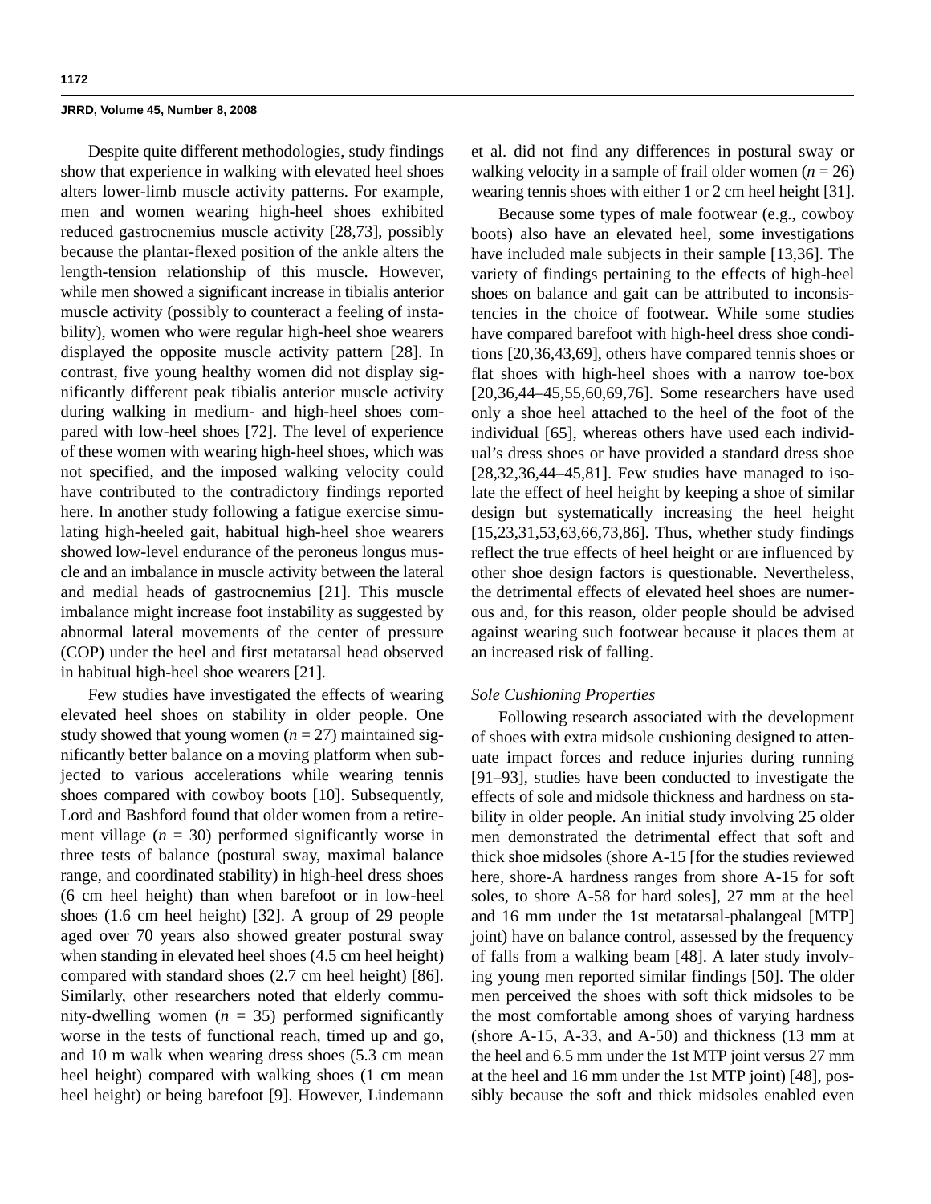Despite quite different methodologies, study findings show that experience in walking with elevated heel shoes alters lower-limb muscle activity patterns. For example, men and women wearing high-heel shoes exhibited reduced gastrocnemius muscle activity [28,73], possibly because the plantar-flexed position of the ankle alters the length-tension relationship of this muscle. However, while men showed a significant increase in tibialis anterior muscle activity (possibly to counteract a feeling of instability), women who were regular high-heel shoe wearers displayed the opposite muscle activity pattern [28]. In contrast, five young healthy women did not display significantly different peak tibialis anterior muscle activity during walking in medium- and high-heel shoes compared with low-heel shoes [72]. The level of experience of these women with wearing high-heel shoes, which was not specified, and the imposed walking velocity could have contributed to the contradictory findings reported here. In another study following a fatigue exercise simulating high-heeled gait, habitual high-heel shoe wearers showed low-level endurance of the peroneus longus muscle and an imbalance in muscle activity between the lateral and medial heads of gastrocnemius [21]. This muscle imbalance might increase foot instability as suggested by abnormal lateral movements of the center of pressure (COP) under the heel and first metatarsal head observed in habitual high-heel shoe wearers [21].

Few studies have investigated the effects of wearing elevated heel shoes on stability in older people. One study showed that young women ($n$ = 27) maintained significantly better balance on a moving platform when subjected to various accelerations while wearing tennis shoes compared with cowboy boots [10]. Subsequently, Lord and Bashford found that older women from a retirement village ($n$ = 30) performed significantly worse in three tests of balance (postural sway, maximal balance range, and coordinated stability) in high-heel dress shoes (6 cm heel height) than when barefoot or in low-heel shoes (1.6 cm heel height) [32]. A group of 29 people aged over 70 years also showed greater postural sway when standing in elevated heel shoes (4.5 cm heel height) compared with standard shoes (2.7 cm heel height) [86]. Similarly, other researchers noted that elderly community-dwelling women ($n$ = 35) performed significantly worse in the tests of functional reach, timed up and go, and 10 m walk when wearing dress shoes (5.3 cm mean heel height) compared with walking shoes (1 cm mean heel height) or being barefoot [9]. However, Lindemann et al. did not find any differences in postural sway or walking velocity in a sample of frail older women ($n$ = 26) wearing tennis shoes with either 1 or 2 cm heel height [31].

Because some types of male footwear (e.g., cowboy boots) also have an elevated heel, some investigations have included male subjects in their sample [13,36]. The variety of findings pertaining to the effects of high-heel shoes on balance and gait can be attributed to inconsistencies in the choice of footwear. While some studies have compared barefoot with high-heel dress shoe conditions [20,36,43,69], others have compared tennis shoes or flat shoes with high-heel shoes with a narrow toe-box [20,36,44–45,55,60,69,76]. Some researchers have used only a shoe heel attached to the heel of the foot of the individual [65], whereas others have used each individual's dress shoes or have provided a standard dress shoe [28,32,36,44–45,81]. Few studies have managed to isolate the effect of heel height by keeping a shoe of similar design but systematically increasing the heel height [15,23,31,53,63,66,73,86]. Thus, whether study findings reflect the true effects of heel height or are influenced by other shoe design factors is questionable. Nevertheless, the detrimental effects of elevated heel shoes are numerous and, for this reason, older people should be advised against wearing such footwear because it places them at an increased risk of falling.

### *Sole Cushioning Properties*

Following research associated with the development of shoes with extra midsole cushioning designed to attenuate impact forces and reduce injuries during running [91–93], studies have been conducted to investigate the effects of sole and midsole thickness and hardness on stability in older people. An initial study involving 25 older men demonstrated the detrimental effect that soft and thick shoe midsoles (shore A-15 [for the studies reviewed here, shore-A hardness ranges from shore A-15 for soft soles, to shore A-58 for hard soles], 27 mm at the heel and 16 mm under the 1st metatarsal-phalangeal [MTP] joint) have on balance control, assessed by the frequency of falls from a walking beam [48]. A later study involving young men reported similar findings [50]. The older men perceived the shoes with soft thick midsoles to be the most comfortable among shoes of varying hardness (shore A-15, A-33, and A-50) and thickness (13 mm at the heel and 6.5 mm under the 1st MTP joint versus 27 mm at the heel and 16 mm under the 1st MTP joint) [48], possibly because the soft and thick midsoles enabled even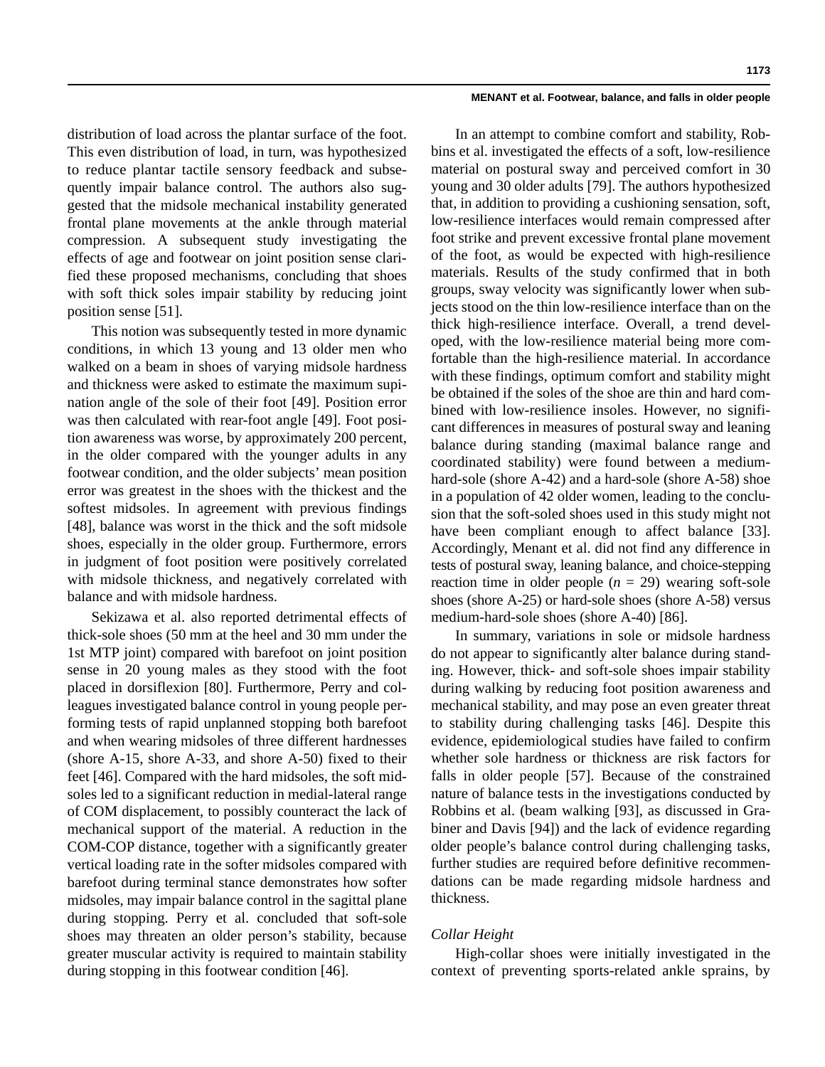distribution of load across the plantar surface of the foot. This even distribution of load, in turn, was hypothesized to reduce plantar tactile sensory feedback and subsequently impair balance control. The authors also suggested that the midsole mechanical instability generated frontal plane movements at the ankle through material compression. A subsequent study investigating the effects of age and footwear on joint position sense clarified these proposed mechanisms, concluding that shoes with soft thick soles impair stability by reducing joint position sense [51].

This notion was subsequently tested in more dynamic conditions, in which 13 young and 13 older men who walked on a beam in shoes of varying midsole hardness and thickness were asked to estimate the maximum supination angle of the sole of their foot [49]. Position error was then calculated with rear-foot angle [49]. Foot position awareness was worse, by approximately 200 percent, in the older compared with the younger adults in any footwear condition, and the older subjects' mean position error was greatest in the shoes with the thickest and the softest midsoles. In agreement with previous findings [48], balance was worst in the thick and the soft midsole shoes, especially in the older group. Furthermore, errors in judgment of foot position were positively correlated with midsole thickness, and negatively correlated with balance and with midsole hardness.

Sekizawa et al. also reported detrimental effects of thick-sole shoes (50 mm at the heel and 30 mm under the 1st MTP joint) compared with barefoot on joint position sense in 20 young males as they stood with the foot placed in dorsiflexion [80]. Furthermore, Perry and colleagues investigated balance control in young people performing tests of rapid unplanned stopping both barefoot and when wearing midsoles of three different hardnesses (shore A-15, shore A-33, and shore A-50) fixed to their feet [46]. Compared with the hard midsoles, the soft midsoles led to a significant reduction in medial-lateral range of COM displacement, to possibly counteract the lack of mechanical support of the material. A reduction in the COM-COP distance, together with a significantly greater vertical loading rate in the softer midsoles compared with barefoot during terminal stance demonstrates how softer midsoles, may impair balance control in the sagittal plane during stopping. Perry et al. concluded that soft-sole shoes may threaten an older person's stability, because greater muscular activity is required to maintain stability during stopping in this footwear condition [46].

In an attempt to combine comfort and stability, Robbins et al. investigated the effects of a soft, low-resilience material on postural sway and perceived comfort in 30 young and 30 older adults [79]. The authors hypothesized that, in addition to providing a cushioning sensation, soft, low-resilience interfaces would remain compressed after foot strike and prevent excessive frontal plane movement of the foot, as would be expected with high-resilience materials. Results of the study confirmed that in both groups, sway velocity was significantly lower when subjects stood on the thin low-resilience interface than on the thick high-resilience interface. Overall, a trend developed, with the low-resilience material being more comfortable than the high-resilience material. In accordance with these findings, optimum comfort and stability might be obtained if the soles of the shoe are thin and hard combined with low-resilience insoles. However, no significant differences in measures of postural sway and leaning balance during standing (maximal balance range and coordinated stability) were found between a medium-hard-sole (shore A-42) and a hard-sole (shore A-58) shoe in a population of 42 older women, leading to the conclusion that the soft-soled shoes used in this study might not have been compliant enough to affect balance [33]. Accordingly, Menant et al. did not find any difference in tests of postural sway, leaning balance, and choice-stepping reaction time in older people ($n$ = 29) wearing soft-sole shoes (shore A-25) or hard-sole shoes (shore A-58) versus medium-hard-sole shoes (shore A-40) [86].

In summary, variations in sole or midsole hardness do not appear to significantly alter balance during standing. However, thick- and soft-sole shoes impair stability during walking by reducing foot position awareness and mechanical stability, and may pose an even greater threat to stability during challenging tasks [46]. Despite this evidence, epidemiological studies have failed to confirm whether sole hardness or thickness are risk factors for falls in older people [57]. Because of the constrained nature of balance tests in the investigations conducted by Robbins et al. (beam walking [93], as discussed in Grabiner and Davis [94]) and the lack of evidence regarding older people's balance control during challenging tasks, further studies are required before definitive recommendations can be made regarding midsole hardness and thickness.

### *Collar Height*

High-collar shoes were initially investigated in the context of preventing sports-related ankle sprains, by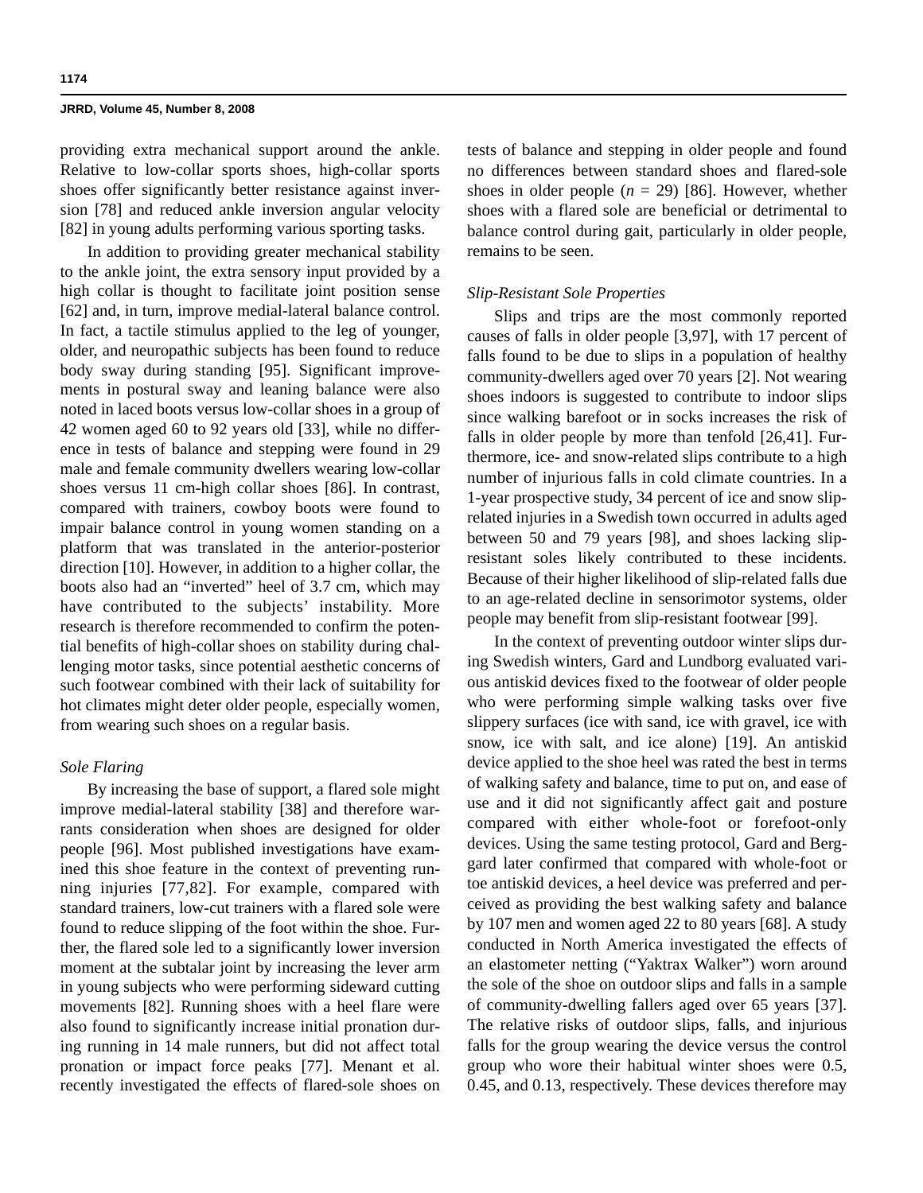providing extra mechanical support around the ankle. Relative to low-collar sports shoes, high-collar sports shoes offer significantly better resistance against inversion [78] and reduced ankle inversion angular velocity [82] in young adults performing various sporting tasks.

In addition to providing greater mechanical stability to the ankle joint, the extra sensory input provided by a high collar is thought to facilitate joint position sense [62] and, in turn, improve medial-lateral balance control. In fact, a tactile stimulus applied to the leg of younger, older, and neuropathic subjects has been found to reduce body sway during standing [95]. Significant improvements in postural sway and leaning balance were also noted in laced boots versus low-collar shoes in a group of 42 women aged 60 to 92 years old [33], while no difference in tests of balance and stepping were found in 29 male and female community dwellers wearing low-collar shoes versus 11 cm-high collar shoes [86]. In contrast, compared with trainers, cowboy boots were found to impair balance control in young women standing on a platform that was translated in the anterior-posterior direction [10]. However, in addition to a higher collar, the boots also had an "inverted" heel of 3.7 cm, which may have contributed to the subjects' instability. More research is therefore recommended to confirm the potential benefits of high-collar shoes on stability during challenging motor tasks, since potential aesthetic concerns of such footwear combined with their lack of suitability for hot climates might deter older people, especially women, from wearing such shoes on a regular basis.

### *Sole Flaring*

By increasing the base of support, a flared sole might improve medial-lateral stability [38] and therefore warrants consideration when shoes are designed for older people [96]. Most published investigations have examined this shoe feature in the context of preventing running injuries [77,82]. For example, compared with standard trainers, low-cut trainers with a flared sole were found to reduce slipping of the foot within the shoe. Further, the flared sole led to a significantly lower inversion moment at the subtalar joint by increasing the lever arm in young subjects who were performing sideward cutting movements [82]. Running shoes with a heel flare were also found to significantly increase initial pronation during running in 14 male runners, but did not affect total pronation or impact force peaks [77]. Menant et al. recently investigated the effects of flared-sole shoes on tests of balance and stepping in older people and found no differences between standard shoes and flared-sole shoes in older people ($n$ = 29) [86]. However, whether shoes with a flared sole are beneficial or detrimental to balance control during gait, particularly in older people, remains to be seen.

### *Slip-Resistant Sole Properties*

Slips and trips are the most commonly reported causes of falls in older people [3,97], with 17 percent of falls found to be due to slips in a population of healthy community-dwellers aged over 70 years [2]. Not wearing shoes indoors is suggested to contribute to indoor slips since walking barefoot or in socks increases the risk of falls in older people by more than tenfold [26,41]. Furthermore, ice- and snow-related slips contribute to a high number of injurious falls in cold climate countries. In a 1-year prospective study, 34 percent of ice and snow slip-related injuries in a Swedish town occurred in adults aged between 50 and 79 years [98], and shoes lacking slip-resistant soles likely contributed to these incidents. Because of their higher likelihood of slip-related falls due to an age-related decline in sensorimotor systems, older people may benefit from slip-resistant footwear [99].

In the context of preventing outdoor winter slips during Swedish winters, Gard and Lundborg evaluated various antiskid devices fixed to the footwear of older people who were performing simple walking tasks over five slippery surfaces (ice with sand, ice with gravel, ice with snow, ice with salt, and ice alone) [19]. An antiskid device applied to the shoe heel was rated the best in terms of walking safety and balance, time to put on, and ease of use and it did not significantly affect gait and posture compared with either whole-foot or forefoot-only devices. Using the same testing protocol, Gard and Berggard later confirmed that compared with whole-foot or toe antiskid devices, a heel device was preferred and perceived as providing the best walking safety and balance by 107 men and women aged 22 to 80 years [68]. A study conducted in North America investigated the effects of an elastometer netting ("Yaktrax Walker") worn around the sole of the shoe on outdoor slips and falls in a sample of community-dwelling fallers aged over 65 years [37]. The relative risks of outdoor slips, falls, and injurious falls for the group wearing the device versus the control group who wore their habitual winter shoes were 0.5, 0.45, and 0.13, respectively. These devices therefore may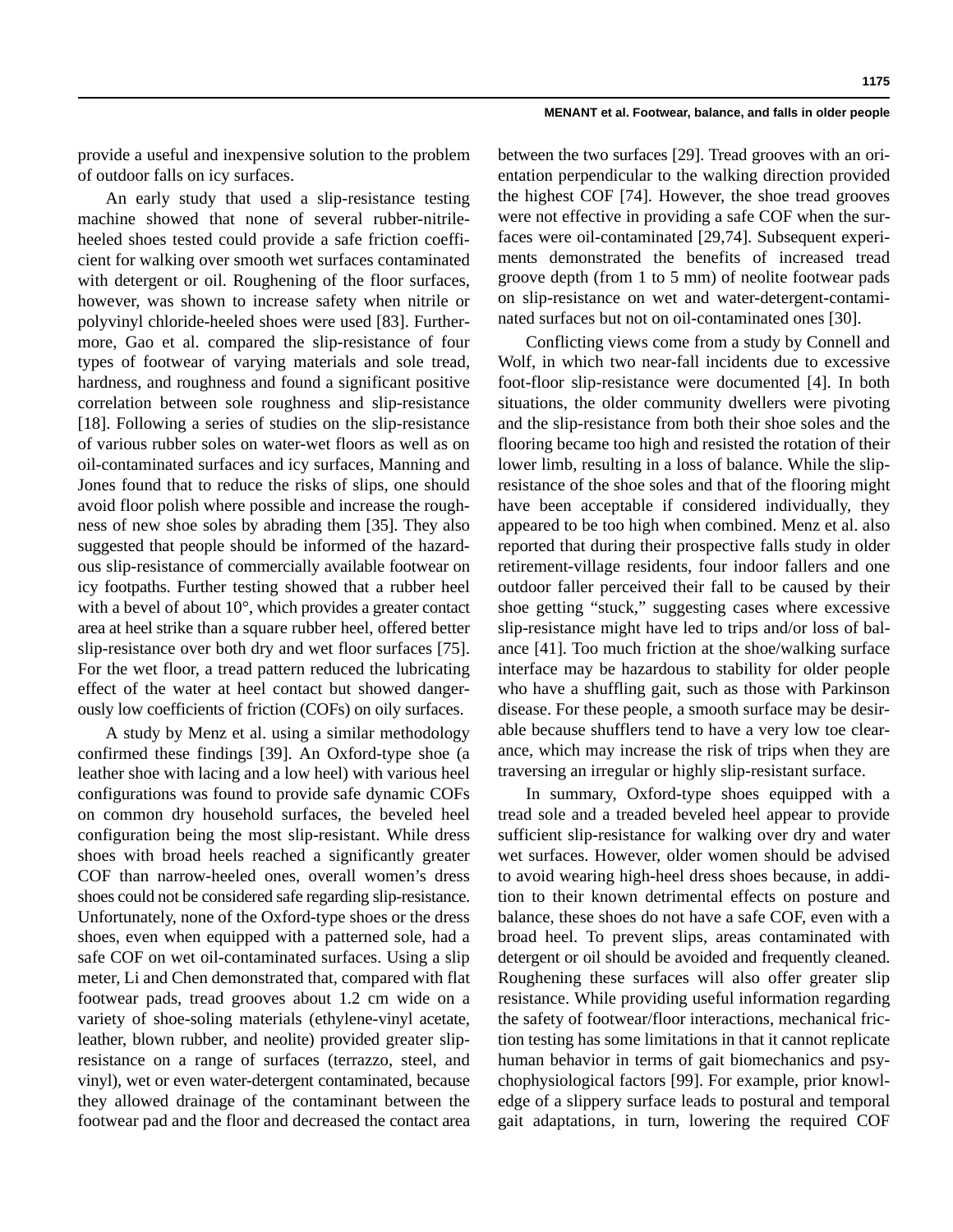provide a useful and inexpensive solution to the problem of outdoor falls on icy surfaces.

An early study that used a slip-resistance testing machine showed that none of several rubber-nitrile-heeled shoes tested could provide a safe friction coefficient for walking over smooth wet surfaces contaminated with detergent or oil. Roughening of the floor surfaces, however, was shown to increase safety when nitrile or polyvinyl chloride-heeled shoes were used [83]. Furthermore, Gao et al. compared the slip-resistance of four types of footwear of varying materials and sole tread, hardness, and roughness and found a significant positive correlation between sole roughness and slip-resistance [18]. Following a series of studies on the slip-resistance of various rubber soles on water-wet floors as well as on oil-contaminated surfaces and icy surfaces, Manning and Jones found that to reduce the risks of slips, one should avoid floor polish where possible and increase the roughness of new shoe soles by abrading them [35]. They also suggested that people should be informed of the hazardous slip-resistance of commercially available footwear on icy footpaths. Further testing showed that a rubber heel with a bevel of about 10°, which provides a greater contact area at heel strike than a square rubber heel, offered better slip-resistance over both dry and wet floor surfaces [75]. For the wet floor, a tread pattern reduced the lubricating effect of the water at heel contact but showed dangerously low coefficients of friction (COFs) on oily surfaces.

A study by Menz et al. using a similar methodology confirmed these findings [39]. An Oxford-type shoe (a leather shoe with lacing and a low heel) with various heel configurations was found to provide safe dynamic COFs on common dry household surfaces, the beveled heel configuration being the most slip-resistant. While dress shoes with broad heels reached a significantly greater COF than narrow-heeled ones, overall women's dress shoes could not be considered safe regarding slip-resistance. Unfortunately, none of the Oxford-type shoes or the dress shoes, even when equipped with a patterned sole, had a safe COF on wet oil-contaminated surfaces. Using a slip meter, Li and Chen demonstrated that, compared with flat footwear pads, tread grooves about 1.2 cm wide on a variety of shoe-soling materials (ethylene-vinyl acetate, leather, blown rubber, and neolite) provided greater slip-resistance on a range of surfaces (terrazzo, steel, and vinyl), wet or even water-detergent contaminated, because they allowed drainage of the contaminant between the footwear pad and the floor and decreased the contact area between the two surfaces [29]. Tread grooves with an orientation perpendicular to the walking direction provided the highest COF [74]. However, the shoe tread grooves were not effective in providing a safe COF when the surfaces were oil-contaminated [29,74]. Subsequent experiments demonstrated the benefits of increased tread groove depth (from 1 to 5 mm) of neolite footwear pads on slip-resistance on wet and water-detergent-contaminated surfaces but not on oil-contaminated ones [30].

Conflicting views come from a study by Connell and Wolf, in which two near-fall incidents due to excessive foot-floor slip-resistance were documented [4]. In both situations, the older community dwellers were pivoting and the slip-resistance from both their shoe soles and the flooring became too high and resisted the rotation of their lower limb, resulting in a loss of balance. While the slip-resistance of the shoe soles and that of the flooring might have been acceptable if considered individually, they appeared to be too high when combined. Menz et al. also reported that during their prospective falls study in older retirement-village residents, four indoor fallers and one outdoor faller perceived their fall to be caused by their shoe getting "stuck," suggesting cases where excessive slip-resistance might have led to trips and/or loss of balance [41]. Too much friction at the shoe/walking surface interface may be hazardous to stability for older people who have a shuffling gait, such as those with Parkinson disease. For these people, a smooth surface may be desirable because shufflers tend to have a very low toe clearance, which may increase the risk of trips when they are traversing an irregular or highly slip-resistant surface.

In summary, Oxford-type shoes equipped with a tread sole and a treaded beveled heel appear to provide sufficient slip-resistance for walking over dry and water wet surfaces. However, older women should be advised to avoid wearing high-heel dress shoes because, in addition to their known detrimental effects on posture and balance, these shoes do not have a safe COF, even with a broad heel. To prevent slips, areas contaminated with detergent or oil should be avoided and frequently cleaned. Roughening these surfaces will also offer greater slip resistance. While providing useful information regarding the safety of footwear/floor interactions, mechanical friction testing has some limitations in that it cannot replicate human behavior in terms of gait biomechanics and psychophysiological factors [99]. For example, prior knowledge of a slippery surface leads to postural and temporal gait adaptations, in turn, lowering the required COF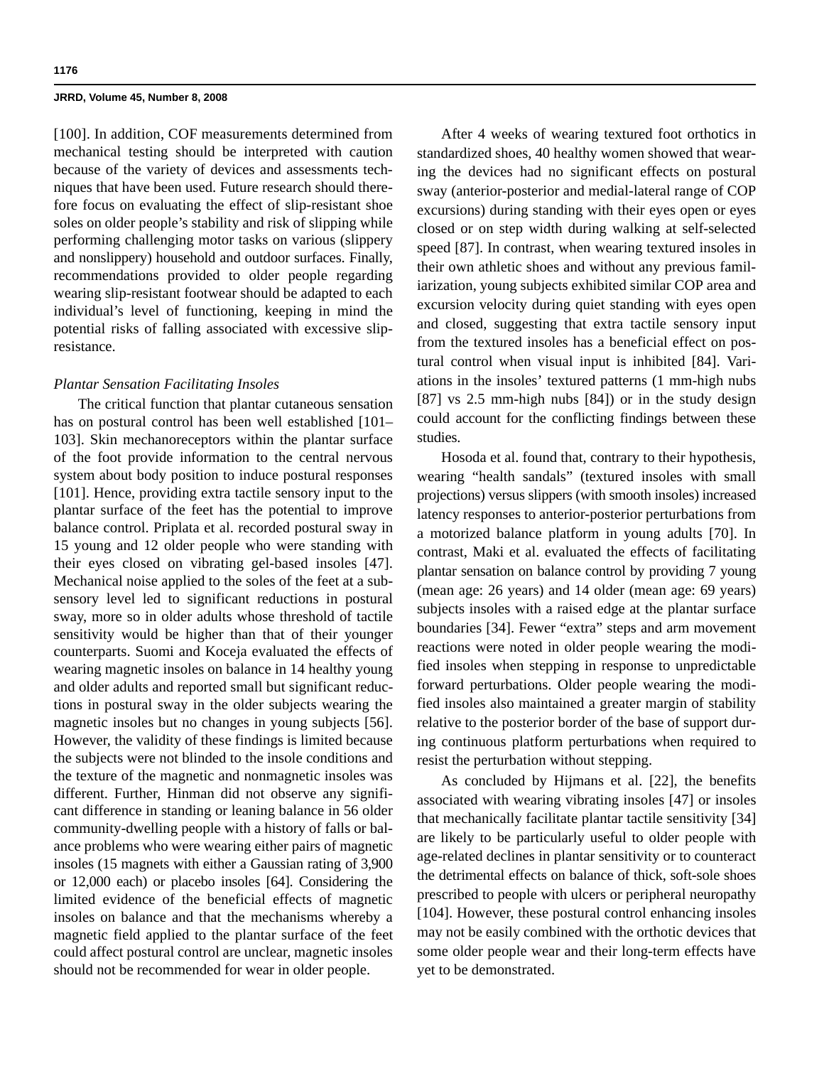[100]. In addition, COF measurements determined from mechanical testing should be interpreted with caution because of the variety of devices and assessments techniques that have been used. Future research should therefore focus on evaluating the effect of slip-resistant shoe soles on older people's stability and risk of slipping while performing challenging motor tasks on various (slippery and nonslippery) household and outdoor surfaces. Finally, recommendations provided to older people regarding wearing slip-resistant footwear should be adapted to each individual's level of functioning, keeping in mind the potential risks of falling associated with excessive slip-resistance.

*Plantar Sensation Facilitating Insoles*

The critical function that plantar cutaneous sensation has on postural control has been well established [101–103]. Skin mechanoreceptors within the plantar surface of the foot provide information to the central nervous system about body position to induce postural responses [101]. Hence, providing extra tactile sensory input to the plantar surface of the feet has the potential to improve balance control. Priplata et al. recorded postural sway in 15 young and 12 older people who were standing with their eyes closed on vibrating gel-based insoles [47]. Mechanical noise applied to the soles of the feet at a subsensory level led to significant reductions in postural sway, more so in older adults whose threshold of tactile sensitivity would be higher than that of their younger counterparts. Suomi and Koceja evaluated the effects of wearing magnetic insoles on balance in 14 healthy young and older adults and reported small but significant reductions in postural sway in the older subjects wearing the magnetic insoles but no changes in young subjects [56]. However, the validity of these findings is limited because the subjects were not blinded to the insole conditions and the texture of the magnetic and nonmagnetic insoles was different. Further, Hinman did not observe any significant difference in standing or leaning balance in 56 older community-dwelling people with a history of falls or balance problems who were wearing either pairs of magnetic insoles (15 magnets with either a Gaussian rating of 3,900 or 12,000 each) or placebo insoles [64]. Considering the limited evidence of the beneficial effects of magnetic insoles on balance and that the mechanisms whereby a magnetic field applied to the plantar surface of the feet could affect postural control are unclear, magnetic insoles should not be recommended for wear in older people.

After 4 weeks of wearing textured foot orthotics in standardized shoes, 40 healthy women showed that wearing the devices had no significant effects on postural sway (anterior-posterior and medial-lateral range of COP excursions) during standing with their eyes open or eyes closed or on step width during walking at self-selected speed [87]. In contrast, when wearing textured insoles in their own athletic shoes and without any previous familiarization, young subjects exhibited similar COP area and excursion velocity during quiet standing with eyes open and closed, suggesting that extra tactile sensory input from the textured insoles has a beneficial effect on postural control when visual input is inhibited [84]. Variations in the insoles' textured patterns (1 mm-high nubs [87] vs 2.5 mm-high nubs [84]) or in the study design could account for the conflicting findings between these studies.

Hosoda et al. found that, contrary to their hypothesis, wearing "health sandals" (textured insoles with small projections) versus slippers (with smooth insoles) increased latency responses to anterior-posterior perturbations from a motorized balance platform in young adults [70]. In contrast, Maki et al. evaluated the effects of facilitating plantar sensation on balance control by providing 7 young (mean age: 26 years) and 14 older (mean age: 69 years) subjects insoles with a raised edge at the plantar surface boundaries [34]. Fewer "extra" steps and arm movement reactions were noted in older people wearing the modified insoles when stepping in response to unpredictable forward perturbations. Older people wearing the modified insoles also maintained a greater margin of stability relative to the posterior border of the base of support during continuous platform perturbations when required to resist the perturbation without stepping.

As concluded by Hijmans et al. [22], the benefits associated with wearing vibrating insoles [47] or insoles that mechanically facilitate plantar tactile sensitivity [34] are likely to be particularly useful to older people with age-related declines in plantar sensitivity or to counteract the detrimental effects on balance of thick, soft-sole shoes prescribed to people with ulcers or peripheral neuropathy [104]. However, these postural control enhancing insoles may not be easily combined with the orthotic devices that some older people wear and their long-term effects have yet to be demonstrated.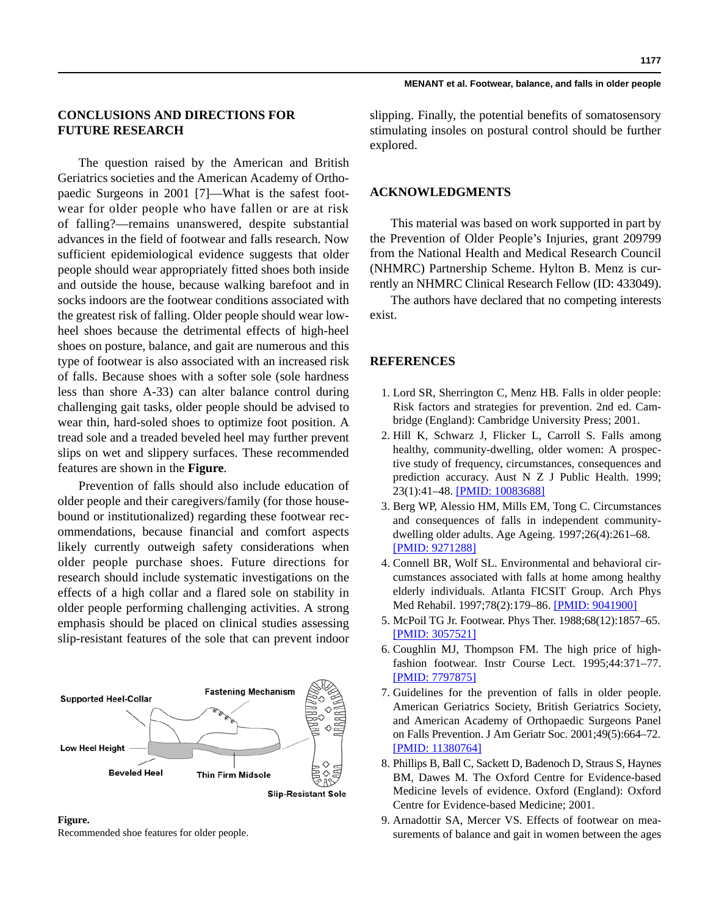## CONCLUSIONS AND DIRECTIONS FOR FUTURE RESEARCH

The question raised by the American and British Geriatrics societies and the American Academy of Orthopaedic Surgeons in 2001 [7]—What is the safest footwear for older people who have fallen or are at risk of falling?—remains unanswered, despite substantial advances in the field of footwear and falls research. Now sufficient epidemiological evidence suggests that older people should wear appropriately fitted shoes both inside and outside the house, because walking barefoot and in socks indoors are the footwear conditions associated with the greatest risk of falling. Older people should wear low-heel shoes because the detrimental effects of high-heel shoes on posture, balance, and gait are numerous and this type of footwear is also associated with an increased risk of falls. Because shoes with a softer sole (sole hardness less than shore A-33) can alter balance control during challenging gait tasks, older people should be advised to wear thin, hard-soled shoes to optimize foot position. A tread sole and a treaded beveled heel may further prevent slips on wet and slippery surfaces. These recommended features are shown in the **Figure**.

Prevention of falls should also include education of older people and their caregivers/family (for those housebound or institutionalized) regarding these footwear recommendations, because financial and comfort aspects likely currently outweigh safety considerations when older people purchase shoes. Future directions for research should include systematic investigations on the effects of a high collar and a flared sole on stability in older people performing challenging activities. A strong emphasis should be placed on clinical studies assessing slip-resistant features of the sole that can prevent indoor slipping. Finally, the potential benefits of somatosensory stimulating insoles on postural control should be further explored.

**Figure.**
Recommended shoe features for older people.

## ACKNOWLEDGMENTS

This material was based on work supported in part by the Prevention of Older People's Injuries, grant 209799 from the National Health and Medical Research Council (NHMRC) Partnership Scheme. Hylton B. Menz is currently an NHMRC Clinical Research Fellow (ID: 433049).

The authors have declared that no competing interests exist.

## REFERENCES

1. Lord SR, Sherrington C, Menz HB. Falls in older people: Risk factors and strategies for prevention. 2nd ed. Cambridge (England): Cambridge University Press; 2001.
2. Hill K, Schwarz J, Flicker L, Carroll S. Falls among healthy, community-dwelling, older women: A prospective study of frequency, circumstances, consequences and prediction accuracy. Aust N Z J Public Health. 1999; 23(1):41–48. [PMID: 10083688]
3. Berg WP, Alessio HM, Mills EM, Tong C. Circumstances and consequences of falls in independent community-dwelling older adults. Age Ageing. 1997;26(4):261–68. [PMID: 9271288]
4. Connell BR, Wolf SL. Environmental and behavioral circumstances associated with falls at home among healthy elderly individuals. Atlanta FICSIT Group. Arch Phys Med Rehabil. 1997;78(2):179–86. [PMID: 9041900]
5. McPoil TG Jr. Footwear. Phys Ther. 1988;68(12):1857–65. [PMID: 3057521]
6. Coughlin MJ, Thompson FM. The high price of high-fashion footwear. Instr Course Lect. 1995;44:371–77. [PMID: 7797875]
7. Guidelines for the prevention of falls in older people. American Geriatrics Society, British Geriatrics Society, and American Academy of Orthopaedic Surgeons Panel on Falls Prevention. J Am Geriatr Soc. 2001;49(5):664–72. [PMID: 11380764]
8. Phillips B, Ball C, Sackett D, Badenoch D, Straus S, Haynes BM, Dawes M. The Oxford Centre for Evidence-based Medicine levels of evidence. Oxford (England): Oxford Centre for Evidence-based Medicine; 2001.
9. Arnadottir SA, Mercer VS. Effects of footwear on measurements of balance and gait in women between the ages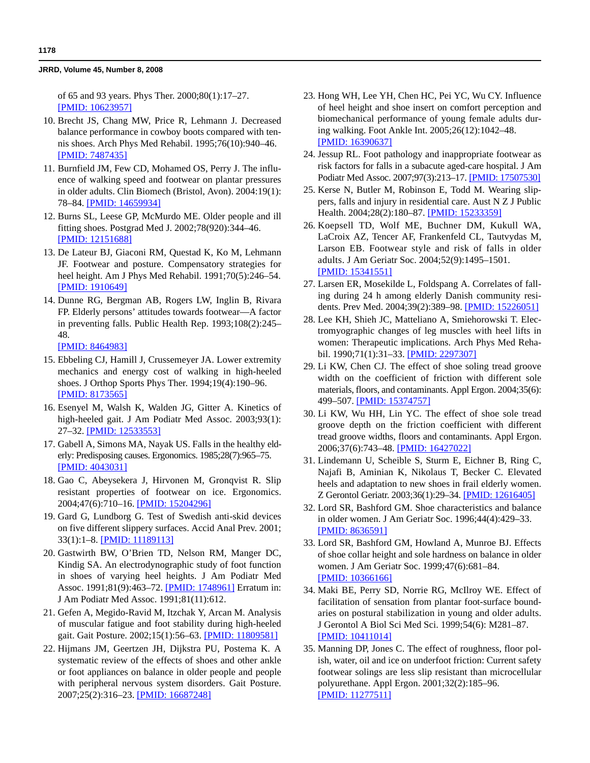of 65 and 93 years. Phys Ther. 2000;80(1):17–27. [PMID: 10623957]

10. Brecht JS, Chang MW, Price R, Lehmann J. Decreased balance performance in cowboy boots compared with tennis shoes. Arch Phys Med Rehabil. 1995;76(10):940–46. [PMID: 7487435]
11. Burnfield JM, Few CD, Mohamed OS, Perry J. The influence of walking speed and footwear on plantar pressures in older adults. Clin Biomech (Bristol, Avon). 2004:19(1): 78–84. [PMID: 14659934]
12. Burns SL, Leese GP, McMurdo ME. Older people and ill fitting shoes. Postgrad Med J. 2002;78(920):344–46. [PMID: 12151688]
13. De Lateur BJ, Giaconi RM, Questad K, Ko M, Lehmann JF. Footwear and posture. Compensatory strategies for heel height. Am J Phys Med Rehabil. 1991;70(5):246–54. [PMID: 1910649]
14. Dunne RG, Bergman AB, Rogers LW, Inglin B, Rivara FP. Elderly persons' attitudes towards footwear—A factor in preventing falls. Public Health Rep. 1993;108(2):245–48. [PMID: 8464983]
15. Ebbeling CJ, Hamill J, Crussemeyer JA. Lower extremity mechanics and energy cost of walking in high-heeled shoes. J Orthop Sports Phys Ther. 1994;19(4):190–96. [PMID: 8173565]
16. Esenyel M, Walsh K, Walden JG, Gitter A. Kinetics of high-heeled gait. J Am Podiatr Med Assoc. 2003;93(1): 27–32. [PMID: 12533553]
17. Gabell A, Simons MA, Nayak US. Falls in the healthy elderly: Predisposing causes. Ergonomics. 1985;28(7):965–75. [PMID: 4043031]
18. Gao C, Abeysekera J, Hirvonen M, Gronqvist R. Slip resistant properties of footwear on ice. Ergonomics. 2004;47(6):710–16. [PMID: 15204296]
19. Gard G, Lundborg G. Test of Swedish anti-skid devices on five different slippery surfaces. Accid Anal Prev. 2001; 33(1):1–8. [PMID: 11189113]
20. Gastwirth BW, O'Brien TD, Nelson RM, Manger DC, Kindig SA. An electrodynographic study of foot function in shoes of varying heel heights. J Am Podiatr Med Assoc. 1991;81(9):463–72. [PMID: 1748961] Erratum in: J Am Podiatr Med Assoc. 1991;81(11):612.
21. Gefen A, Megido-Ravid M, Itzchak Y, Arcan M. Analysis of muscular fatigue and foot stability during high-heeled gait. Gait Posture. 2002;15(1):56–63. [PMID: 11809581]
22. Hijmans JM, Geertzen JH, Dijkstra PU, Postema K. A systematic review of the effects of shoes and other ankle or foot appliances on balance in older people and people with peripheral nervous system disorders. Gait Posture. 2007;25(2):316–23. [PMID: 16687248]
23. Hong WH, Lee YH, Chen HC, Pei YC, Wu CY. Influence of heel height and shoe insert on comfort perception and biomechanical performance of young female adults during walking. Foot Ankle Int. 2005;26(12):1042–48. [PMID: 16390637]
24. Jessup RL. Foot pathology and inappropriate footwear as risk factors for falls in a subacute aged-care hospital. J Am Podiatr Med Assoc. 2007;97(3):213–17. [PMID: 17507530]
25. Kerse N, Butler M, Robinson E, Todd M. Wearing slippers, falls and injury in residential care. Aust N Z J Public Health. 2004;28(2):180–87. [PMID: 15233359]
26. Koepsell TD, Wolf ME, Buchner DM, Kukull WA, LaCroix AZ, Tencer AF, Frankenfeld CL, Tautvydas M, Larson EB. Footwear style and risk of falls in older adults. J Am Geriatr Soc. 2004;52(9):1495–1501. [PMID: 15341551]
27. Larsen ER, Mosekilde L, Foldspang A. Correlates of falling during 24 h among elderly Danish community residents. Prev Med. 2004;39(2):389–98. [PMID: 15226051]
28. Lee KH, Shieh JC, Matteliano A, Smiehorowski T. Electromyographic changes of leg muscles with heel lifts in women: Therapeutic implications. Arch Phys Med Rehabil. 1990;71(1):31–33. [PMID: 2297307]
29. Li KW, Chen CJ. The effect of shoe soling tread groove width on the coefficient of friction with different sole materials, floors, and contaminants. Appl Ergon. 2004;35(6): 499–507. [PMID: 15374757]
30. Li KW, Wu HH, Lin YC. The effect of shoe sole tread groove depth on the friction coefficient with different tread groove widths, floors and contaminants. Appl Ergon. 2006;37(6):743–48. [PMID: 16427022]
31. Lindemann U, Scheible S, Sturm E, Eichner B, Ring C, Najafi B, Aminian K, Nikolaus T, Becker C. Elevated heels and adaptation to new shoes in frail elderly women. Z Gerontol Geriatr. 2003;36(1):29–34. [PMID: 12616405]
32. Lord SR, Bashford GM. Shoe characteristics and balance in older women. J Am Geriatr Soc. 1996;44(4):429–33. [PMID: 8636591]
33. Lord SR, Bashford GM, Howland A, Munroe BJ. Effects of shoe collar height and sole hardness on balance in older women. J Am Geriatr Soc. 1999;47(6):681–84. [PMID: 10366166]
34. Maki BE, Perry SD, Norrie RG, McIlroy WE. Effect of facilitation of sensation from plantar foot-surface boundaries on postural stabilization in young and older adults. J Gerontol A Biol Sci Med Sci. 1999;54(6): M281–87. [PMID: 10411014]
35. Manning DP, Jones C. The effect of roughness, floor polish, water, oil and ice on underfoot friction: Current safety footwear solings are less slip resistant than microcellular polyurethane. Appl Ergon. 2001;32(2):185–96. [PMID: 11277511]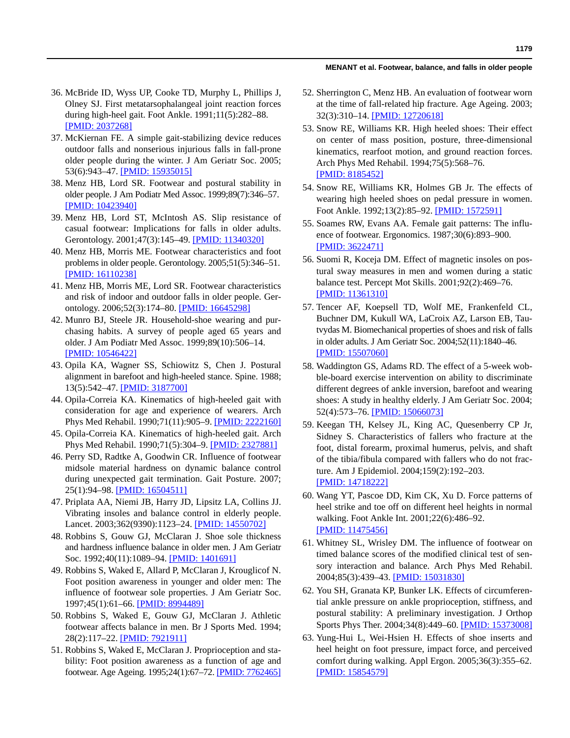36. McBride ID, Wyss UP, Cooke TD, Murphy L, Phillips J, Olney SJ. First metatarsophalangeal joint reaction forces during high-heel gait. Foot Ankle. 1991;11(5):282–88. [PMID: 2037268]
37. McKiernan FE. A simple gait-stabilizing device reduces outdoor falls and nonserious injurious falls in fall-prone older people during the winter. J Am Geriatr Soc. 2005; 53(6):943–47. [PMID: 15935015]
38. Menz HB, Lord SR. Footwear and postural stability in older people. J Am Podiatr Med Assoc. 1999;89(7):346–57. [PMID: 10423940]
39. Menz HB, Lord ST, McIntosh AS. Slip resistance of casual footwear: Implications for falls in older adults. Gerontology. 2001;47(3):145–49. [PMID: 11340320]
40. Menz HB, Morris ME. Footwear characteristics and foot problems in older people. Gerontology. 2005;51(5):346–51. [PMID: 16110238]
41. Menz HB, Morris ME, Lord SR. Footwear characteristics and risk of indoor and outdoor falls in older people. Gerontology. 2006;52(3):174–80. [PMID: 16645298]
42. Munro BJ, Steele JR. Household-shoe wearing and purchasing habits. A survey of people aged 65 years and older. J Am Podiatr Med Assoc. 1999;89(10):506–14. [PMID: 10546422]
43. Opila KA, Wagner SS, Schiowitz S, Chen J. Postural alignment in barefoot and high-heeled stance. Spine. 1988; 13(5):542–47. [PMID: 3187700]
44. Opila-Correia KA. Kinematics of high-heeled gait with consideration for age and experience of wearers. Arch Phys Med Rehabil. 1990;71(11):905–9. [PMID: 2222160]
45. Opila-Correia KA. Kinematics of high-heeled gait. Arch Phys Med Rehabil. 1990;71(5):304–9. [PMID: 2327881]
46. Perry SD, Radtke A, Goodwin CR. Influence of footwear midsole material hardness on dynamic balance control during unexpected gait termination. Gait Posture. 2007; 25(1):94–98. [PMID: 16504511]
47. Priplata AA, Niemi JB, Harry JD, Lipsitz LA, Collins JJ. Vibrating insoles and balance control in elderly people. Lancet. 2003;362(9390):1123–24. [PMID: 14550702]
48. Robbins S, Gouw GJ, McClaran J. Shoe sole thickness and hardness influence balance in older men. J Am Geriatr Soc. 1992;40(11):1089–94. [PMID: 1401691]
49. Robbins S, Waked E, Allard P, McClaran J, Krouglicof N. Foot position awareness in younger and older men: The influence of footwear sole properties. J Am Geriatr Soc. 1997;45(1):61–66. [PMID: 8994489]
50. Robbins S, Waked E, Gouw GJ, McClaran J. Athletic footwear affects balance in men. Br J Sports Med. 1994; 28(2):117–22. [PMID: 7921911]
51. Robbins S, Waked E, McClaran J. Proprioception and stability: Foot position awareness as a function of age and footwear. Age Ageing. 1995;24(1):67–72. [PMID: 7762465]
52. Sherrington C, Menz HB. An evaluation of footwear worn at the time of fall-related hip fracture. Age Ageing. 2003; 32(3):310–14. [PMID: 12720618]
53. Snow RE, Williams KR. High heeled shoes: Their effect on center of mass position, posture, three-dimensional kinematics, rearfoot motion, and ground reaction forces. Arch Phys Med Rehabil. 1994;75(5):568–76. [PMID: 8185452]
54. Snow RE, Williams KR, Holmes GB Jr. The effects of wearing high heeled shoes on pedal pressure in women. Foot Ankle. 1992;13(2):85–92. [PMID: 1572591]
55. Soames RW, Evans AA. Female gait patterns: The influence of footwear. Ergonomics. 1987;30(6):893–900. [PMID: 3622471]
56. Suomi R, Koceja DM. Effect of magnetic insoles on postural sway measures in men and women during a static balance test. Percept Mot Skills. 2001;92(2):469–76. [PMID: 11361310]
57. Tencer AF, Koepsell TD, Wolf ME, Frankenfeld CL, Buchner DM, Kukull WA, LaCroix AZ, Larson EB, Tautvydas M. Biomechanical properties of shoes and risk of falls in older adults. J Am Geriatr Soc. 2004;52(11):1840–46. [PMID: 15507060]
58. Waddington GS, Adams RD. The effect of a 5-week wobble-board exercise intervention on ability to discriminate different degrees of ankle inversion, barefoot and wearing shoes: A study in healthy elderly. J Am Geriatr Soc. 2004; 52(4):573–76. [PMID: 15066073]
59. Keegan TH, Kelsey JL, King AC, Quesenberry CP Jr, Sidney S. Characteristics of fallers who fracture at the foot, distal forearm, proximal humerus, pelvis, and shaft of the tibia/fibula compared with fallers who do not fracture. Am J Epidemiol. 2004;159(2):192–203. [PMID: 14718222]
60. Wang YT, Pascoe DD, Kim CK, Xu D. Force patterns of heel strike and toe off on different heel heights in normal walking. Foot Ankle Int. 2001;22(6):486–92. [PMID: 11475456]
61. Whitney SL, Wrisley DM. The influence of footwear on timed balance scores of the modified clinical test of sensory interaction and balance. Arch Phys Med Rehabil. 2004;85(3):439–43. [PMID: 15031830]
62. You SH, Granata KP, Bunker LK. Effects of circumferential ankle pressure on ankle proprioception, stiffness, and postural stability: A preliminary investigation. J Orthop Sports Phys Ther. 2004;34(8):449–60. [PMID: 15373008]
63. Yung-Hui L, Wei-Hsien H. Effects of shoe inserts and heel height on foot pressure, impact force, and perceived comfort during walking. Appl Ergon. 2005;36(3):355–62. [PMID: 15854579]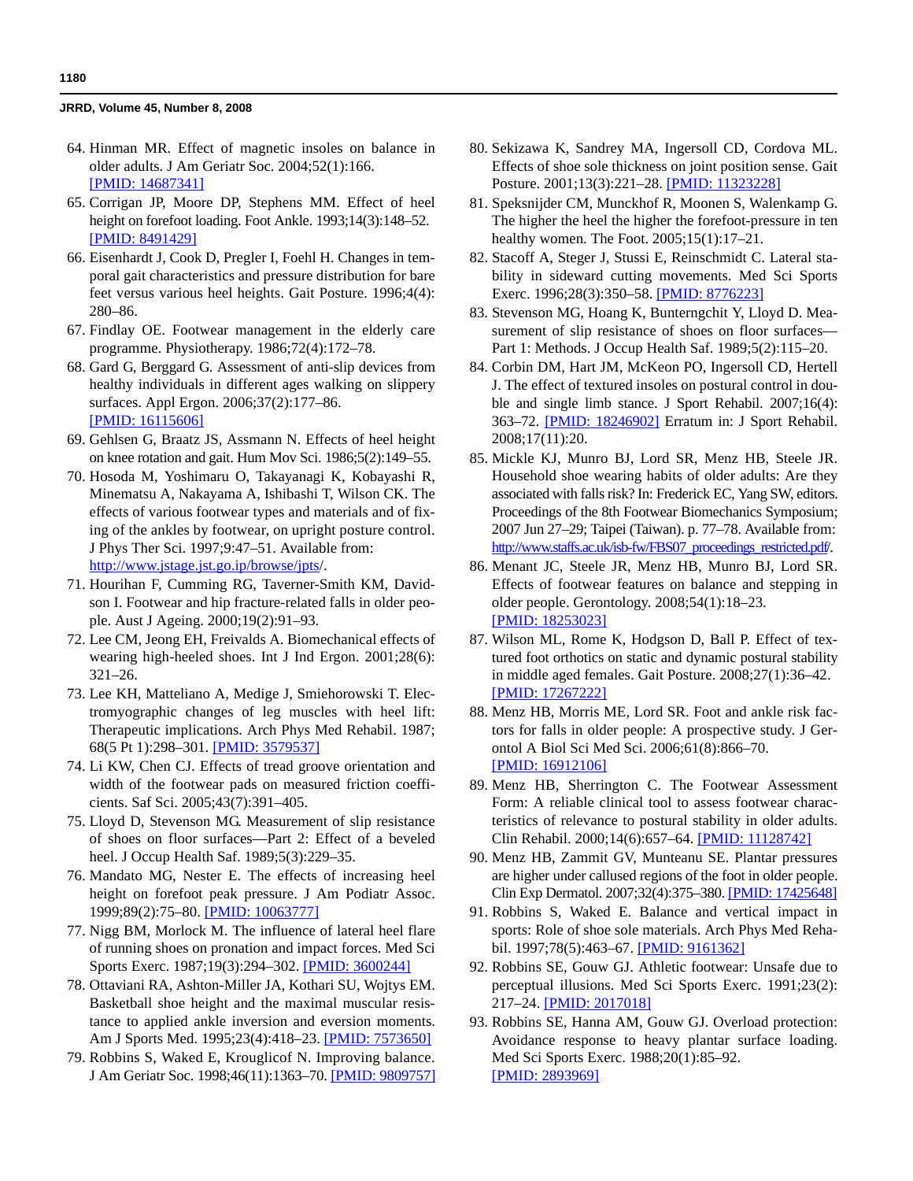64. Hinman MR. Effect of magnetic insoles on balance in older adults. J Am Geriatr Soc. 2004;52(1):166. [PMID: 14687341]
65. Corrigan JP, Moore DP, Stephens MM. Effect of heel height on forefoot loading. Foot Ankle. 1993;14(3):148–52. [PMID: 8491429]
66. Eisenhardt J, Cook D, Pregler I, Foehl H. Changes in temporal gait characteristics and pressure distribution for bare feet versus various heel heights. Gait Posture. 1996;4(4): 280–86.
67. Findlay OE. Footwear management in the elderly care programme. Physiotherapy. 1986;72(4):172–78.
68. Gard G, Berggard G. Assessment of anti-slip devices from healthy individuals in different ages walking on slippery surfaces. Appl Ergon. 2006;37(2):177–86. [PMID: 16115606]
69. Gehlsen G, Braatz JS, Assmann N. Effects of heel height on knee rotation and gait. Hum Mov Sci. 1986;5(2):149–55.
70. Hosoda M, Yoshimaru O, Takayanagi K, Kobayashi R, Minematsu A, Nakayama A, Ishibashi T, Wilson CK. The effects of various footwear types and materials and of fixing of the ankles by footwear, on upright posture control. J Phys Ther Sci. 1997;9:47–51. Available from: http://www.jstage.jst.go.jp/browse/jpts/.
71. Hourihan F, Cumming RG, Taverner-Smith KM, Davidson I. Footwear and hip fracture-related falls in older people. Aust J Ageing. 2000;19(2):91–93.
72. Lee CM, Jeong EH, Freivalds A. Biomechanical effects of wearing high-heeled shoes. Int J Ind Ergon. 2001;28(6): 321–26.
73. Lee KH, Matteliano A, Medige J, Smiehorowski T. Electromyographic changes of leg muscles with heel lift: Therapeutic implications. Arch Phys Med Rehabil. 1987; 68(5 Pt 1):298–301. [PMID: 3579537]
74. Li KW, Chen CJ. Effects of tread groove orientation and width of the footwear pads on measured friction coefficients. Saf Sci. 2005;43(7):391–405.
75. Lloyd D, Stevenson MG. Measurement of slip resistance of shoes on floor surfaces—Part 2: Effect of a beveled heel. J Occup Health Saf. 1989;5(3):229–35.
76. Mandato MG, Nester E. The effects of increasing heel height on forefoot peak pressure. J Am Podiatr Assoc. 1999;89(2):75–80. [PMID: 10063777]
77. Nigg BM, Morlock M. The influence of lateral heel flare of running shoes on pronation and impact forces. Med Sci Sports Exerc. 1987;19(3):294–302. [PMID: 3600244]
78. Ottaviani RA, Ashton-Miller JA, Kothari SU, Wojtys EM. Basketball shoe height and the maximal muscular resistance to applied ankle inversion and eversion moments. Am J Sports Med. 1995;23(4):418–23. [PMID: 7573650]
79. Robbins S, Waked E, Krouglicof N. Improving balance. J Am Geriatr Soc. 1998;46(11):1363–70. [PMID: 9809757]
80. Sekizawa K, Sandrey MA, Ingersoll CD, Cordova ML. Effects of shoe sole thickness on joint position sense. Gait Posture. 2001;13(3):221–28. [PMID: 11323228]
81. Speksnijder CM, Munckhof R, Moonen S, Walenkamp G. The higher the heel the higher the forefoot-pressure in ten healthy women. The Foot. 2005;15(1):17–21.
82. Stacoff A, Steger J, Stussi E, Reinschmidt C. Lateral stability in sideward cutting movements. Med Sci Sports Exerc. 1996;28(3):350–58. [PMID: 8776223]
83. Stevenson MG, Hoang K, Bunterngchit Y, Lloyd D. Measurement of slip resistance of shoes on floor surfaces—Part 1: Methods. J Occup Health Saf. 1989;5(2):115–20.
84. Corbin DM, Hart JM, McKeon PO, Ingersoll CD, Hertell J. The effect of textured insoles on postural control in double and single limb stance. J Sport Rehabil. 2007;16(4): 363–72. [PMID: 18246902] Erratum in: J Sport Rehabil. 2008;17(11):20.
85. Mickle KJ, Munro BJ, Lord SR, Menz HB, Steele JR. Household shoe wearing habits of older adults: Are they associated with falls risk? In: Frederick EC, Yang SW, editors. Proceedings of the 8th Footwear Biomechanics Symposium; 2007 Jun 27–29; Taipei (Taiwan). p. 77–78. Available from: http://www.staffs.ac.uk/isb-fw/FBS07_proceedings_restricted.pdf/.
86. Menant JC, Steele JR, Menz HB, Munro BJ, Lord SR. Effects of footwear features on balance and stepping in older people. Gerontology. 2008;54(1):18–23. [PMID: 18253023]
87. Wilson ML, Rome K, Hodgson D, Ball P. Effect of textured foot orthotics on static and dynamic postural stability in middle aged females. Gait Posture. 2008;27(1):36–42. [PMID: 17267222]
88. Menz HB, Morris ME, Lord SR. Foot and ankle risk factors for falls in older people: A prospective study. J Gerontol A Biol Sci Med Sci. 2006;61(8):866–70. [PMID: 16912106]
89. Menz HB, Sherrington C. The Footwear Assessment Form: A reliable clinical tool to assess footwear characteristics of relevance to postural stability in older adults. Clin Rehabil. 2000;14(6):657–64. [PMID: 11128742]
90. Menz HB, Zammit GV, Munteanu SE. Plantar pressures are higher under callused regions of the foot in older people. Clin Exp Dermatol. 2007;32(4):375–380. [PMID: 17425648]
91. Robbins S, Waked E. Balance and vertical impact in sports: Role of shoe sole materials. Arch Phys Med Rehabil. 1997;78(5):463–67. [PMID: 9161362]
92. Robbins SE, Gouw GJ. Athletic footwear: Unsafe due to perceptual illusions. Med Sci Sports Exerc. 1991;23(2): 217–24. [PMID: 2017018]
93. Robbins SE, Hanna AM, Gouw GJ. Overload protection: Avoidance response to heavy plantar surface loading. Med Sci Sports Exerc. 1988;20(1):85–92. [PMID: 2893969]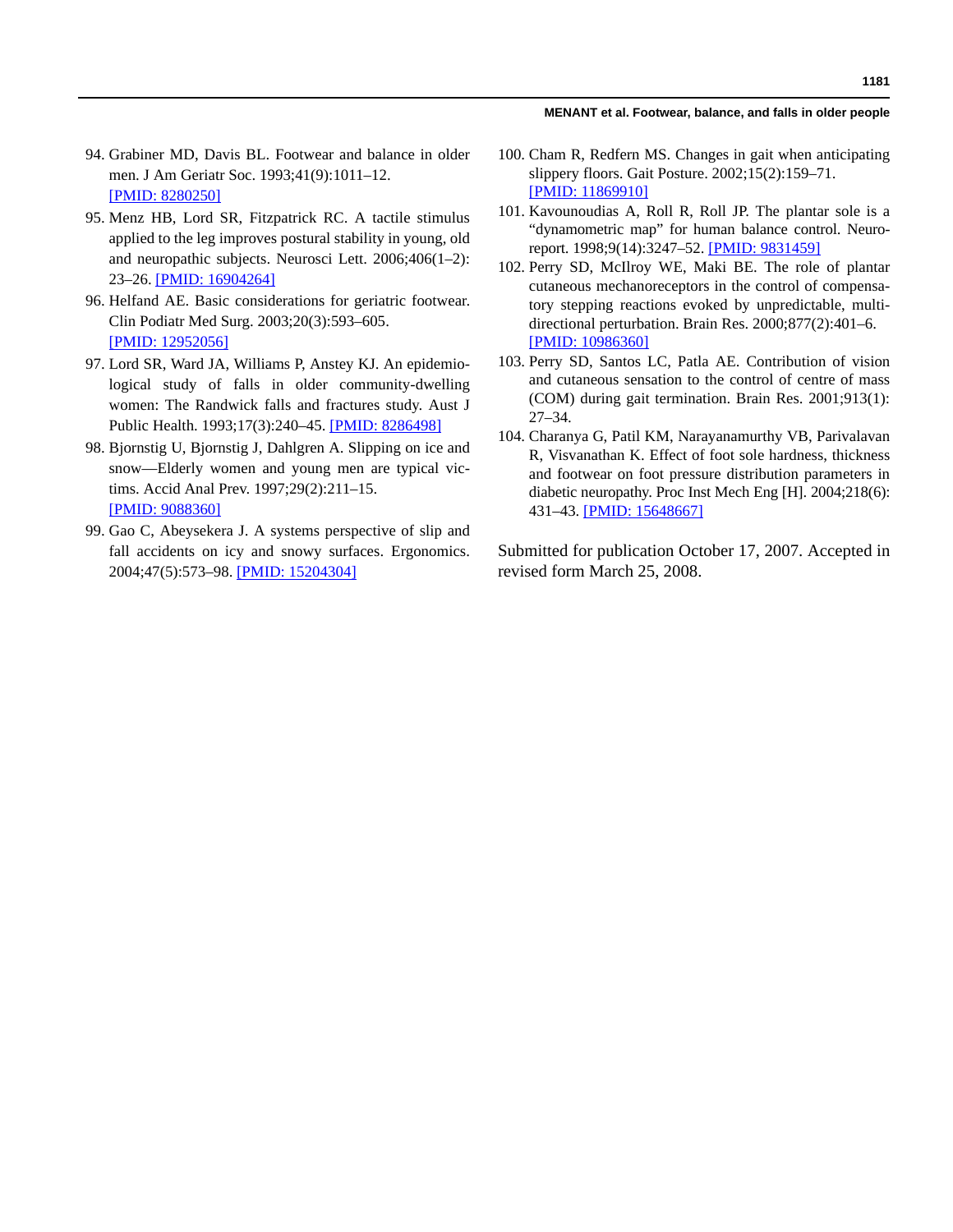94. Grabiner MD, Davis BL. Footwear and balance in older men. J Am Geriatr Soc. 1993;41(9):1011–12. [PMID: 8280250]
95. Menz HB, Lord SR, Fitzpatrick RC. A tactile stimulus applied to the leg improves postural stability in young, old and neuropathic subjects. Neurosci Lett. 2006;406(1–2): 23–26. [PMID: 16904264]
96. Helfand AE. Basic considerations for geriatric footwear. Clin Podiatr Med Surg. 2003;20(3):593–605. [PMID: 12952056]
97. Lord SR, Ward JA, Williams P, Anstey KJ. An epidemiological study of falls in older community-dwelling women: The Randwick falls and fractures study. Aust J Public Health. 1993;17(3):240–45. [PMID: 8286498]
98. Bjornstig U, Bjornstig J, Dahlgren A. Slipping on ice and snow—Elderly women and young men are typical victims. Accid Anal Prev. 1997;29(2):211–15. [PMID: 9088360]
99. Gao C, Abeysekera J. A systems perspective of slip and fall accidents on icy and snowy surfaces. Ergonomics. 2004;47(5):573–98. [PMID: 15204304]
100. Cham R, Redfern MS. Changes in gait when anticipating slippery floors. Gait Posture. 2002;15(2):159–71. [PMID: 11869910]
101. Kavounoudias A, Roll R, Roll JP. The plantar sole is a "dynamometric map" for human balance control. Neuroreport. 1998;9(14):3247–52. [PMID: 9831459]
102. Perry SD, McIlroy WE, Maki BE. The role of plantar cutaneous mechanoreceptors in the control of compensatory stepping reactions evoked by unpredictable, multidirectional perturbation. Brain Res. 2000;877(2):401–6. [PMID: 10986360]
103. Perry SD, Santos LC, Patla AE. Contribution of vision and cutaneous sensation to the control of centre of mass (COM) during gait termination. Brain Res. 2001;913(1): 27–34.
104. Charanya G, Patil KM, Narayanamurthy VB, Parivalavan R, Visvanathan K. Effect of foot sole hardness, thickness and footwear on foot pressure distribution parameters in diabetic neuropathy. Proc Inst Mech Eng [H]. 2004;218(6): 431–43. [PMID: 15648667]

Submitted for publication October 17, 2007. Accepted in revised form March 25, 2008.